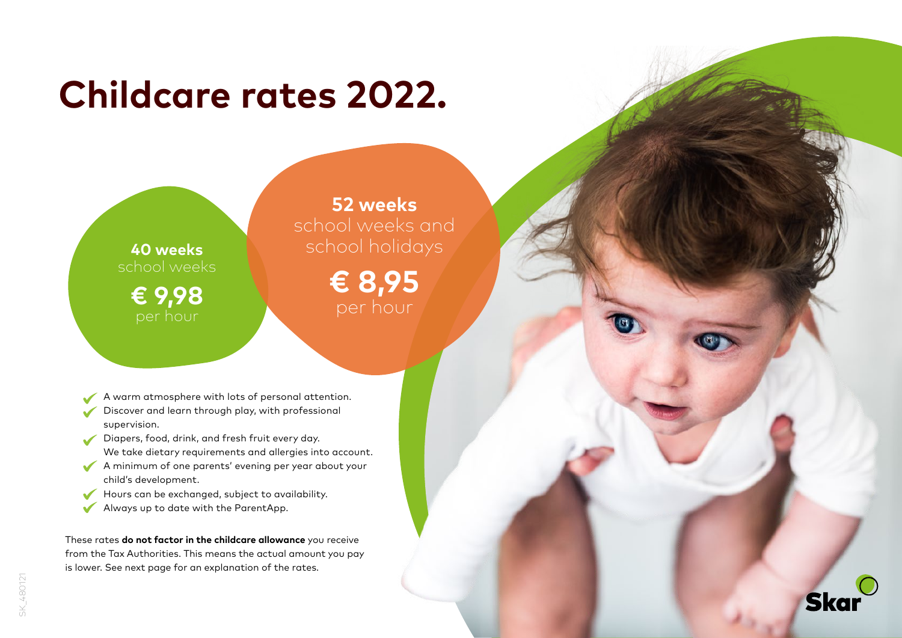# Childcare rates 2022.

**40 weeks**
school weeks

**€ 9,98**
per hour

**52 weeks**
school weeks and school holidays

**€ 8,95**
per hour

- A warm atmosphere with lots of personal attention.
- Discover and learn through play, with professional supervision.
- Diapers, food, drink, and fresh fruit every day. We take dietary requirements and allergies into account.
- A minimum of one parents' evening per year about your child's development.
- Hours can be exchanged, subject to availability.
- Always up to date with the ParentApp.

These rates **do not factor in the childcare allowance** you receive from the Tax Authorities. This means the actual amount you pay is lower. See next page for an explanation of the rates.

Skar

SK_480121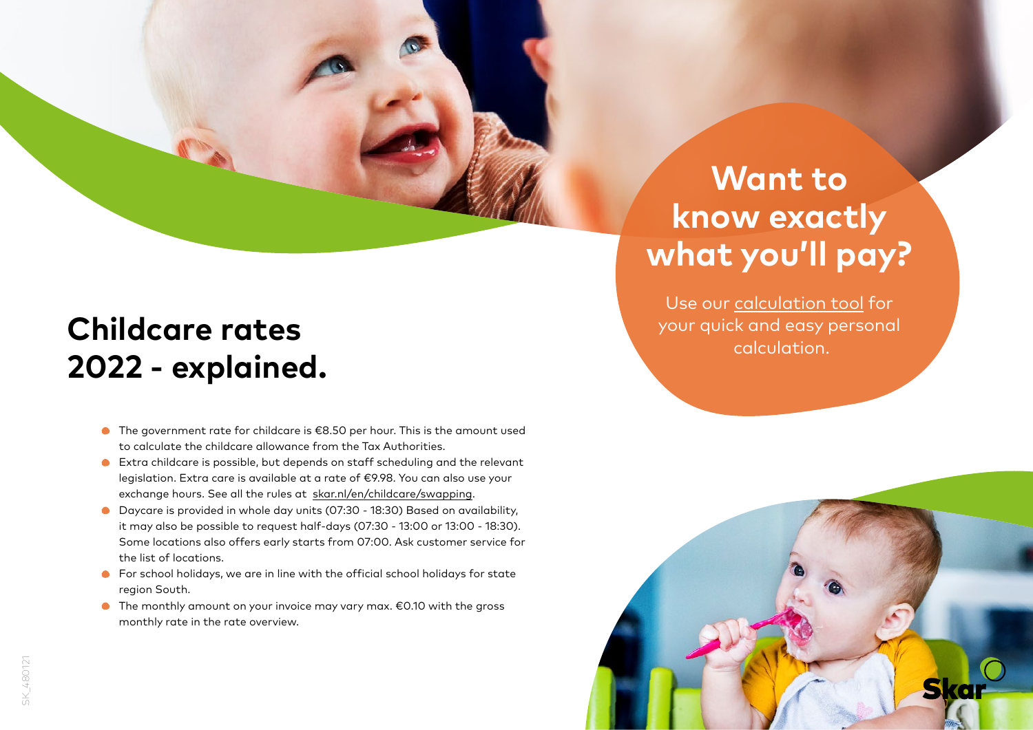# Want to know exactly what you'll pay?

Use our calculation tool for your quick and easy personal calculation.

# Childcare rates 2022 - explained.

- The government rate for childcare is €8.50 per hour. This is the amount used to calculate the childcare allowance from the Tax Authorities.
- Extra childcare is possible, but depends on staff scheduling and the relevant legislation. Extra care is available at a rate of €9.98. You can also use your exchange hours. See all the rules at skar.nl/en/childcare/swapping.
- Daycare is provided in whole day units (07:30 - 18:30) Based on availability, it may also be possible to request half-days (07:30 - 13:00 or 13:00 - 18:30). Some locations also offers early starts from 07:00. Ask customer service for the list of locations.
- For school holidays, we are in line with the official school holidays for state region South.
- The monthly amount on your invoice may vary max. €0.10 with the gross monthly rate in the rate overview.

SK_480121

Skar